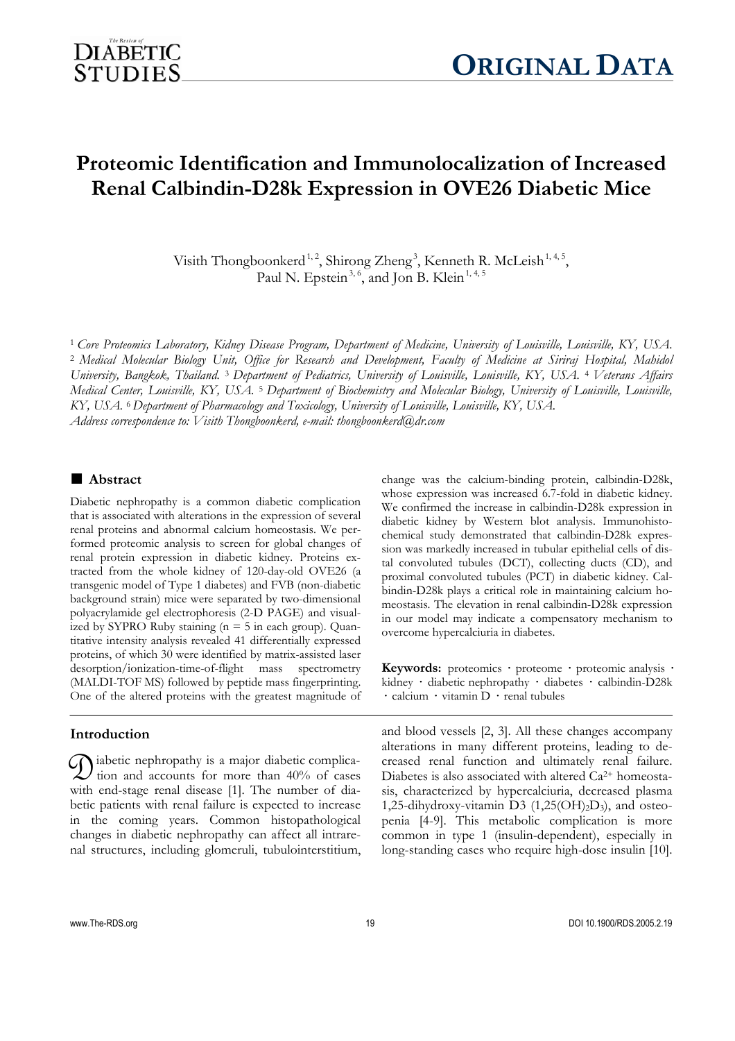# Proteomic Identification and Immunolocalization of Increased Renal Calbindin-D28k Expression in OVE26 Diabetic Mice

Visith Thongboonkerd[1,2], Shirong Zheng[3], Kenneth R. McLeish[1,4,5], Paul N. Epstein[3,6], and Jon B. Klein[1,4,5]

[1] *Core Proteomics Laboratory, Kidney Disease Program, Department of Medicine, University of Louisville, Louisville, KY, USA.* [2] *Medical Molecular Biology Unit, Office for Research and Development, Faculty of Medicine at Siriraj Hospital, Mahidol University, Bangkok, Thailand.* [3] *Department of Pediatrics, University of Louisville, Louisville, KY, USA.* [4] *Veterans Affairs Medical Center, Louisville, KY, USA.* [5] *Department of Biochemistry and Molecular Biology, University of Louisville, Louisville, KY, USA.* [6] *Department of Pharmacology and Toxicology, University of Louisville, Louisville, KY, USA.*
*Address correspondence to: Visith Thongboonkerd, e-mail: thongboonkerd@dr.com*

## Abstract

Diabetic nephropathy is a common diabetic complication that is associated with alterations in the expression of several renal proteins and abnormal calcium homeostasis. We performed proteomic analysis to screen for global changes of renal protein expression in diabetic kidney. Proteins extracted from the whole kidney of 120-day-old OVE26 (a transgenic model of Type 1 diabetes) and FVB (non-diabetic background strain) mice were separated by two-dimensional polyacrylamide gel electrophoresis (2-D PAGE) and visualized by SYPRO Ruby staining ($n = 5$ in each group). Quantitative intensity analysis revealed 41 differentially expressed proteins, of which 30 were identified by matrix-assisted laser desorption/ionization-time-of-flight mass spectrometry (MALDI-TOF MS) followed by peptide mass fingerprinting. One of the altered proteins with the greatest magnitude of change was the calcium-binding protein, calbindin-D28k, whose expression was increased 6.7-fold in diabetic kidney. We confirmed the increase in calbindin-D28k expression in diabetic kidney by Western blot analysis. Immunohistochemical study demonstrated that calbindin-D28k expression was markedly increased in tubular epithelial cells of distal convoluted tubules (DCT), collecting ducts (CD), and proximal convoluted tubules (PCT) in diabetic kidney. Calbindin-D28k plays a critical role in maintaining calcium homeostasis. The elevation in renal calbindin-D28k expression in our model may indicate a compensatory mechanism to overcome hypercalciuria in diabetes.

**Keywords:** proteomics · proteome · proteomic analysis · kidney · diabetic nephropathy · diabetes · calbindin-D28k · calcium · vitamin D · renal tubules

## Introduction

Diabetic nephropathy is a major diabetic complication and accounts for more than 40% of cases with end-stage renal disease [1]. The number of diabetic patients with renal failure is expected to increase in the coming years. Common histopathological changes in diabetic nephropathy can affect all intrarenal structures, including glomeruli, tubulointerstitium, and blood vessels [2, 3]. All these changes accompany alterations in many different proteins, leading to decreased renal function and ultimately renal failure. Diabetes is also associated with altered $Ca^{2+}$ homeostasis, characterized by hypercalciuria, decreased plasma 1,25-dihydroxy-vitamin D3 ($1,25(OH)_2D_3$), and osteopenia [4-9]. This metabolic complication is more common in type 1 (insulin-dependent), especially in long-standing cases who require high-dose insulin [10].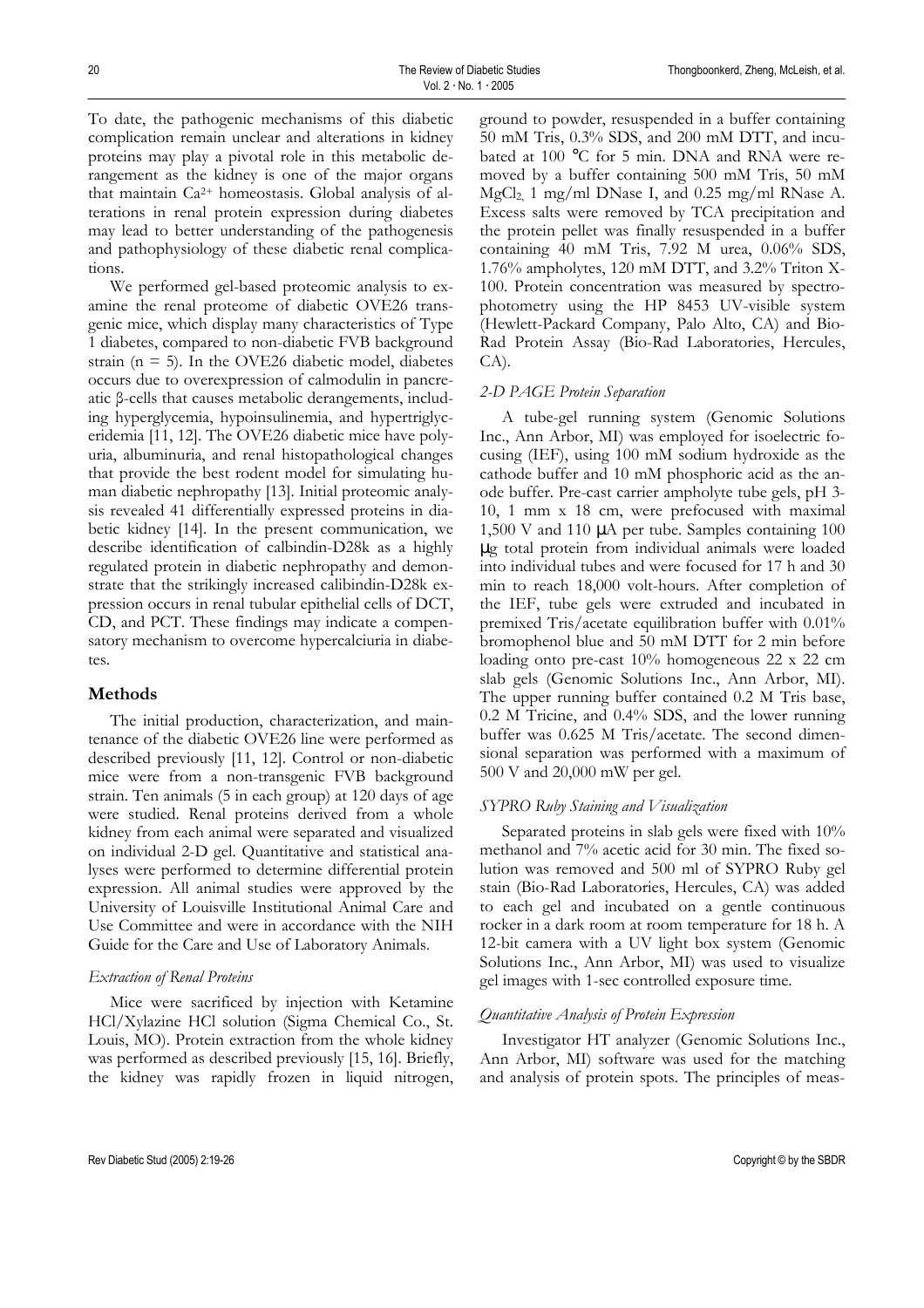To date, the pathogenic mechanisms of this diabetic complication remain unclear and alterations in kidney proteins may play a pivotal role in this metabolic derangement as the kidney is one of the major organs that maintain $Ca^{2+}$ homeostasis. Global analysis of alterations in renal protein expression during diabetes may lead to better understanding of the pathogenesis and pathophysiology of these diabetic renal complications.

We performed gel-based proteomic analysis to examine the renal proteome of diabetic OVE26 transgenic mice, which display many characteristics of Type 1 diabetes, compared to non-diabetic FVB background strain (n = 5). In the OVE26 diabetic model, diabetes occurs due to overexpression of calmodulin in pancreatic β-cells that causes metabolic derangements, including hyperglycemia, hypoinsulinemia, and hypertriglyceridemia [11, 12]. The OVE26 diabetic mice have polyuria, albuminuria, and renal histopathological changes that provide the best rodent model for simulating human diabetic nephropathy [13]. Initial proteomic analysis revealed 41 differentially expressed proteins in diabetic kidney [14]. In the present communication, we describe identification of calbindin-D28k as a highly regulated protein in diabetic nephropathy and demonstrate that the strikingly increased calibindin-D28k expression occurs in renal tubular epithelial cells of DCT, CD, and PCT. These findings may indicate a compensatory mechanism to overcome hypercalciuria in diabetes.

## Methods

The initial production, characterization, and maintenance of the diabetic OVE26 line were performed as described previously [11, 12]. Control or non-diabetic mice were from a non-transgenic FVB background strain. Ten animals (5 in each group) at 120 days of age were studied. Renal proteins derived from a whole kidney from each animal were separated and visualized on individual 2-D gel. Quantitative and statistical analyses were performed to determine differential protein expression. All animal studies were approved by the University of Louisville Institutional Animal Care and Use Committee and were in accordance with the NIH Guide for the Care and Use of Laboratory Animals.

### *Extraction of Renal Proteins*

Mice were sacrificed by injection with Ketamine HCl/Xylazine HCl solution (Sigma Chemical Co., St. Louis, MO). Protein extraction from the whole kidney was performed as described previously [15, 16]. Briefly, the kidney was rapidly frozen in liquid nitrogen, ground to powder, resuspended in a buffer containing 50 mM Tris, 0.3% SDS, and 200 mM DTT, and incubated at 100 °C for 5 min. DNA and RNA were removed by a buffer containing 500 mM Tris, 50 mM $MgCl_2$, 1 mg/ml DNase I, and 0.25 mg/ml RNase A. Excess salts were removed by TCA precipitation and the protein pellet was finally resuspended in a buffer containing 40 mM Tris, 7.92 M urea, 0.06% SDS, 1.76% ampholytes, 120 mM DTT, and 3.2% Triton X-100. Protein concentration was measured by spectrophotometry using the HP 8453 UV-visible system (Hewlett-Packard Company, Palo Alto, CA) and Bio-Rad Protein Assay (Bio-Rad Laboratories, Hercules, CA).

### *2-D PAGE Protein Separation*

A tube-gel running system (Genomic Solutions Inc., Ann Arbor, MI) was employed for isoelectric focusing (IEF), using 100 mM sodium hydroxide as the cathode buffer and 10 mM phosphoric acid as the anode buffer. Pre-cast carrier ampholyte tube gels, pH 3-10, 1 mm x 18 cm, were prefocused with maximal 1,500 V and 110 μA per tube. Samples containing 100 μg total protein from individual animals were loaded into individual tubes and were focused for 17 h and 30 min to reach 18,000 volt-hours. After completion of the IEF, tube gels were extruded and incubated in premixed Tris/acetate equilibration buffer with 0.01% bromophenol blue and 50 mM DTT for 2 min before loading onto pre-cast 10% homogeneous 22 x 22 cm slab gels (Genomic Solutions Inc., Ann Arbor, MI). The upper running buffer contained 0.2 M Tris base, 0.2 M Tricine, and 0.4% SDS, and the lower running buffer was 0.625 M Tris/acetate. The second dimensional separation was performed with a maximum of 500 V and 20,000 mW per gel.

### *SYPRO Ruby Staining and Visualization*

Separated proteins in slab gels were fixed with 10% methanol and 7% acetic acid for 30 min. The fixed solution was removed and 500 ml of SYPRO Ruby gel stain (Bio-Rad Laboratories, Hercules, CA) was added to each gel and incubated on a gentle continuous rocker in a dark room at room temperature for 18 h. A 12-bit camera with a UV light box system (Genomic Solutions Inc., Ann Arbor, MI) was used to visualize gel images with 1-sec controlled exposure time.

### *Quantitative Analysis of Protein Expression*

Investigator HT analyzer (Genomic Solutions Inc., Ann Arbor, MI) software was used for the matching and analysis of protein spots. The principles of meas-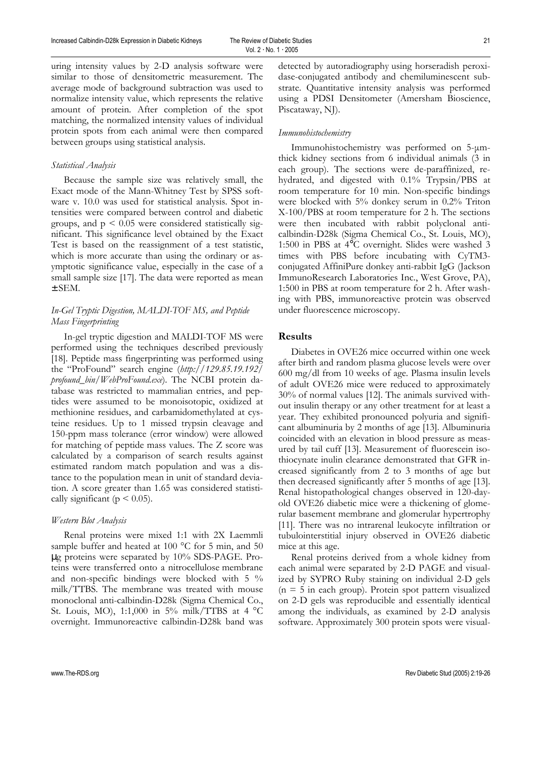uring intensity values by 2-D analysis software were similar to those of densitometric measurement. The average mode of background subtraction was used to normalize intensity value, which represents the relative amount of protein. After completion of the spot matching, the normalized intensity values of individual protein spots from each animal were then compared between groups using statistical analysis.

### *Statistical Analysis*

Because the sample size was relatively small, the Exact mode of the Mann-Whitney Test by SPSS software v. 10.0 was used for statistical analysis. Spot intensities were compared between control and diabetic groups, and $p < 0.05$ were considered statistically significant. This significance level obtained by the Exact Test is based on the reassignment of a test statistic, which is more accurate than using the ordinary or asymptotic significance value, especially in the case of a small sample size [17]. The data were reported as mean ± SEM.

### *In-Gel Tryptic Digestion, MALDI-TOF MS, and Peptide Mass Fingerprinting*

In-gel tryptic digestion and MALDI-TOF MS were performed using the techniques described previously [18]. Peptide mass fingerprinting was performed using the "ProFound" search engine (*http://129.85.19.192/profound_bin/WebProFound.exe*). The NCBI protein database was restricted to mammalian entries, and peptides were assumed to be monoisotopic, oxidized at methionine residues, and carbamidomethylated at cysteine residues. Up to 1 missed trypsin cleavage and 150-ppm mass tolerance (error window) were allowed for matching of peptide mass values. The Z score was calculated by a comparison of search results against estimated random match population and was a distance to the population mean in unit of standard deviation. A score greater than 1.65 was considered statistically significant ($p < 0.05$).

### *Western Blot Analysis*

Renal proteins were mixed 1:1 with 2X Laemmli sample buffer and heated at 100 °C for 5 min, and 50 μg proteins were separated by 10% SDS-PAGE. Proteins were transferred onto a nitrocellulose membrane and non-specific bindings were blocked with 5 % milk/TTBS. The membrane was treated with mouse monoclonal anti-calbindin-D28k (Sigma Chemical Co., St. Louis, MO), 1:1,000 in 5% milk/TTBS at 4 °C overnight. Immunoreactive calbindin-D28k band was detected by autoradiography using horseradish peroxidase-conjugated antibody and chemiluminescent substrate. Quantitative intensity analysis was performed using a PDSI Densitometer (Amersham Bioscience, Piscataway, NJ).

### *Immunohistochemistry*

Immunohistochemistry was performed on 5-μm-thick kidney sections from 6 individual animals (3 in each group). The sections were de-paraffinized, re-hydrated, and digested with 0.1% Trypsin/PBS at room temperature for 10 min. Non-specific bindings were blocked with 5% donkey serum in 0.2% Triton X-100/PBS at room temperature for 2 h. The sections were then incubated with rabbit polyclonal anti-calbindin-D28k (Sigma Chemical Co., St. Louis, MO), 1:500 in PBS at 4°C overnight. Slides were washed 3 times with PBS before incubating with CyTM3-conjugated AffiniPure donkey anti-rabbit IgG (Jackson ImmunoResearch Laboratories Inc., West Grove, PA), 1:500 in PBS at room temperature for 2 h. After washing with PBS, immunoreactive protein was observed under fluorescence microscopy.

## **Results**

Diabetes in OVE26 mice occurred within one week after birth and random plasma glucose levels were over 600 mg/dl from 10 weeks of age. Plasma insulin levels of adult OVE26 mice were reduced to approximately 30% of normal values [12]. The animals survived without insulin therapy or any other treatment for at least a year. They exhibited pronounced polyuria and significant albuminuria by 2 months of age [13]. Albuminuria coincided with an elevation in blood pressure as measured by tail cuff [13]. Measurement of fluorescein isothiocynate inulin clearance demonstrated that GFR increased significantly from 2 to 3 months of age but then decreased significantly after 5 months of age [13]. Renal histopathological changes observed in 120-day-old OVE26 diabetic mice were a thickening of glomerular basement membrane and glomerular hypertrophy [11]. There was no intrarenal leukocyte infiltration or tubulointerstitial injury observed in OVE26 diabetic mice at this age.

Renal proteins derived from a whole kidney from each animal were separated by 2-D PAGE and visualized by SYPRO Ruby staining on individual 2-D gels (n = 5 in each group). Protein spot pattern visualized on 2-D gels was reproducible and essentially identical among the individuals, as examined by 2-D analysis software. Approximately 300 protein spots were visual-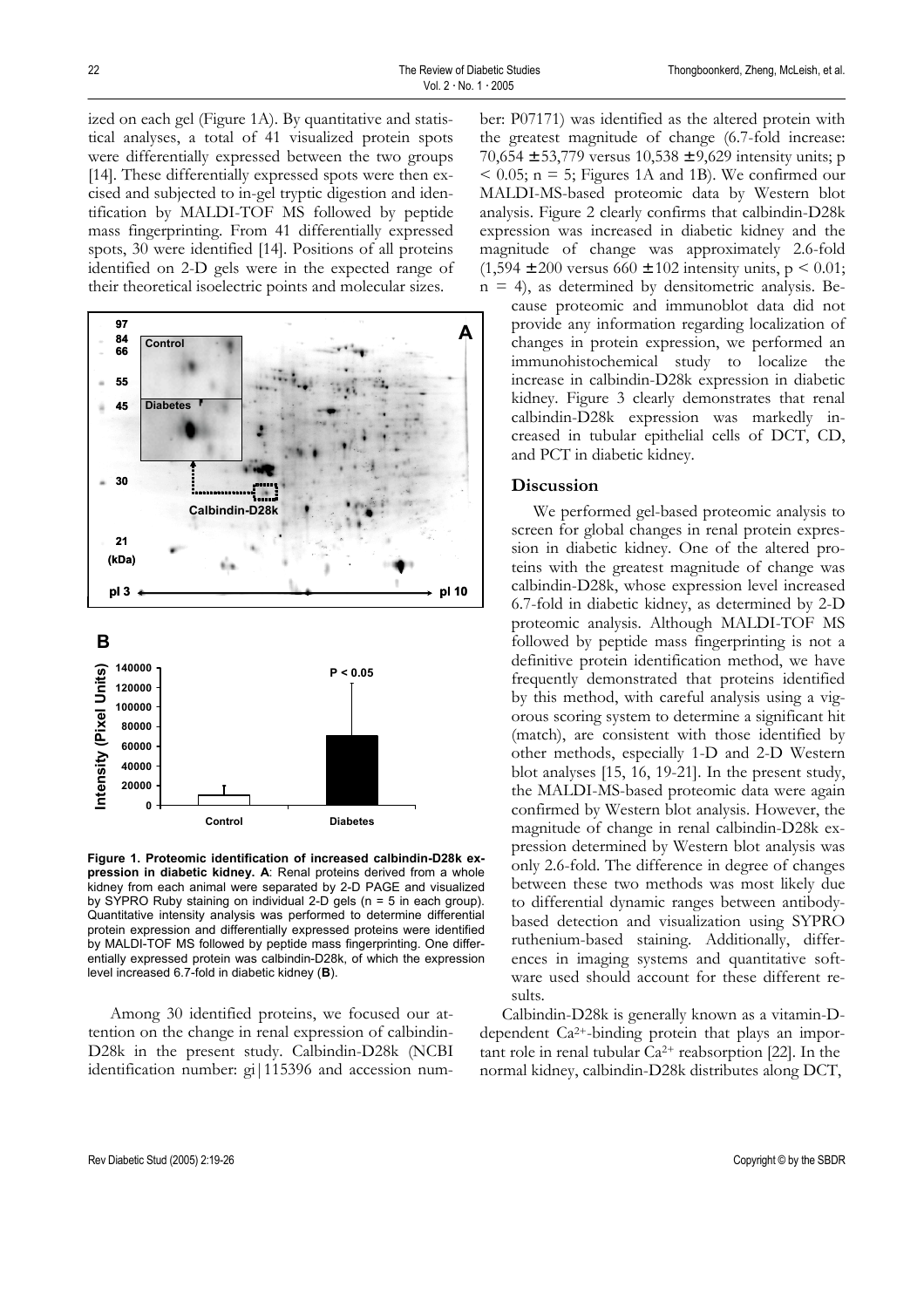ized on each gel (Figure 1A). By quantitative and statistical analyses, a total of 41 visualized protein spots were differentially expressed between the two groups [14]. These differentially expressed spots were then excised and subjected to in-gel tryptic digestion and identification by MALDI-TOF MS followed by peptide mass fingerprinting. From 41 differentially expressed spots, 30 were identified [14]. Positions of all proteins identified on 2-D gels were in the expected range of their theoretical isoelectric points and molecular sizes.

**Figure 1. Proteomic identification of increased calbindin-D28k expression in diabetic kidney. A**: Renal proteins derived from a whole kidney from each animal were separated by 2-D PAGE and visualized by SYPRO Ruby staining on individual 2-D gels (n = 5 in each group). Quantitative intensity analysis was performed to determine differential protein expression and differentially expressed proteins were identified by MALDI-TOF MS followed by peptide mass fingerprinting. One differentially expressed protein was calbindin-D28k, of which the expression level increased 6.7-fold in diabetic kidney (**B**).

Among 30 identified proteins, we focused our attention on the change in renal expression of calbindin-D28k in the present study. Calbindin-D28k (NCBI identification number: gi|115396 and accession number: P07171) was identified as the altered protein with the greatest magnitude of change (6.7-fold increase: 70,654 ± 53,779 versus 10,538 ± 9,629 intensity units; $p < 0.05$; n = 5; Figures 1A and 1B). We confirmed our MALDI-MS-based proteomic data by Western blot analysis. Figure 2 clearly confirms that calbindin-D28k expression was increased in diabetic kidney and the magnitude of change was approximately 2.6-fold (1,594 ± 200 versus 660 ± 102 intensity units, $p < 0.01$; n = 4), as determined by densitometric analysis. Because proteomic and immunoblot data did not provide any information regarding localization of changes in protein expression, we performed an immunohistochemical study to localize the increase in calbindin-D28k expression in diabetic kidney. Figure 3 clearly demonstrates that renal calbindin-D28k expression was markedly increased in tubular epithelial cells of DCT, CD, and PCT in diabetic kidney.

## Discussion

We performed gel-based proteomic analysis to screen for global changes in renal protein expression in diabetic kidney. One of the altered proteins with the greatest magnitude of change was calbindin-D28k, whose expression level increased 6.7-fold in diabetic kidney, as determined by 2-D proteomic analysis. Although MALDI-TOF MS followed by peptide mass fingerprinting is not a definitive protein identification method, we have frequently demonstrated that proteins identified by this method, with careful analysis using a vigorous scoring system to determine a significant hit (match), are consistent with those identified by other methods, especially 1-D and 2-D Western blot analyses [15, 16, 19-21]. In the present study, the MALDI-MS-based proteomic data were again confirmed by Western blot analysis. However, the magnitude of change in renal calbindin-D28k expression determined by Western blot analysis was only 2.6-fold. The difference in degree of changes between these two methods was most likely due to differential dynamic ranges between antibody-based detection and visualization using SYPRO ruthenium-based staining. Additionally, differences in imaging systems and quantitative software used should account for these different results.

Calbindin-D28k is generally known as a vitamin-D-dependent $Ca^{2+}$-binding protein that plays an important role in renal tubular $Ca^{2+}$ reabsorption [22]. In the normal kidney, calbindin-D28k distributes along DCT,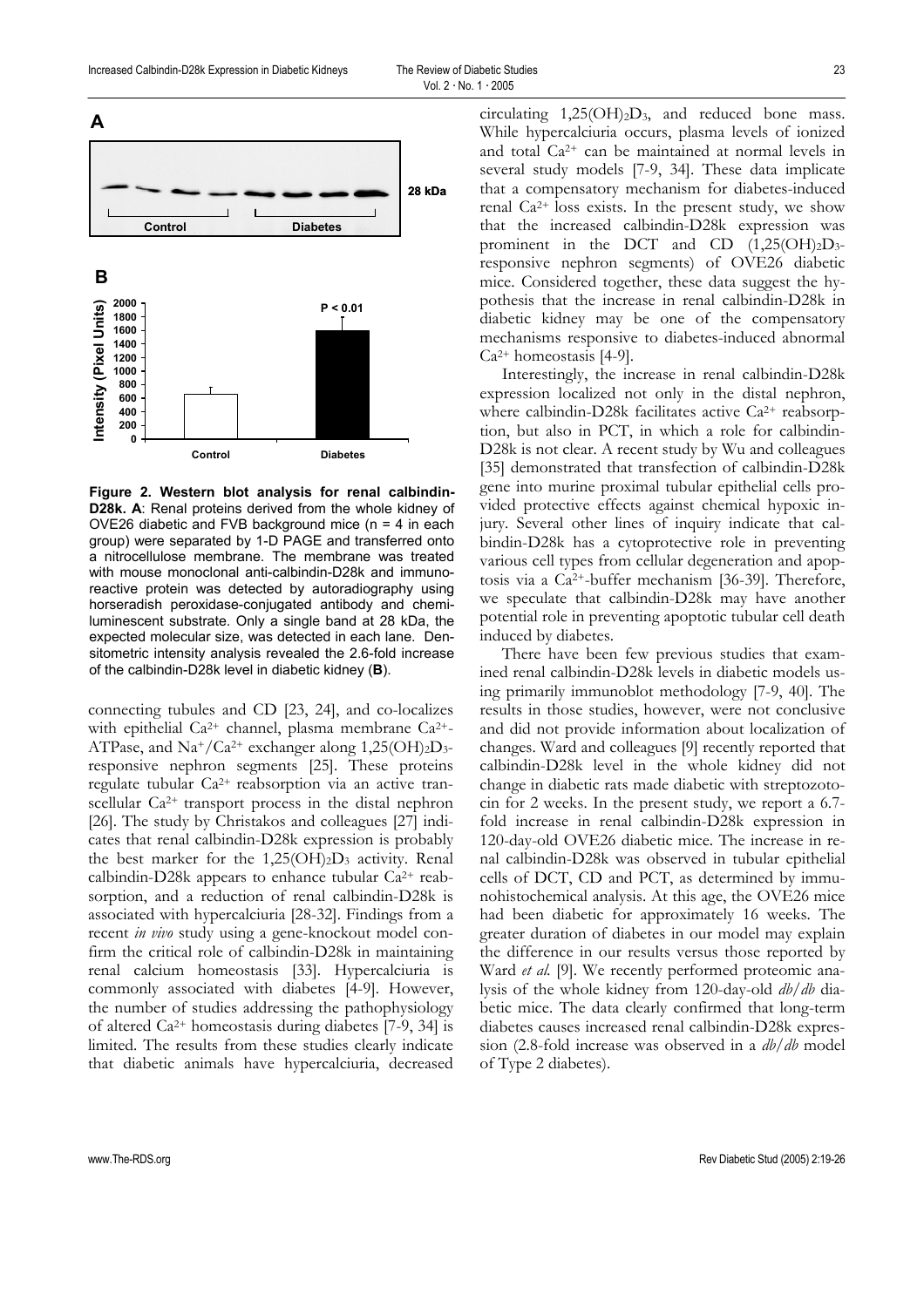**Figure 2. Western blot analysis for renal calbindin-D28k. A**: Renal proteins derived from the whole kidney of OVE26 diabetic and FVB background mice (n = 4 in each group) were separated by 1-D PAGE and transferred onto a nitrocellulose membrane. The membrane was treated with mouse monoclonal anti-calbindin-D28k and immunoreactive protein was detected by autoradiography using horseradish peroxidase-conjugated antibody and chemiluminescent substrate. Only a single band at 28 kDa, the expected molecular size, was detected in each lane. Densitometric intensity analysis revealed the 2.6-fold increase of the calbindin-D28k level in diabetic kidney (**B**).

connecting tubules and CD [23, 24], and co-localizes with epithelial $Ca^{2+}$ channel, plasma membrane $Ca^{2+}$-ATPase, and $Na^+/Ca^{2+}$ exchanger along $1,25(OH)_2D_3$-responsive nephron segments [25]. These proteins regulate tubular $Ca^{2+}$ reabsorption via an active transcellular $Ca^{2+}$ transport process in the distal nephron [26]. The study by Christakos and colleagues [27] indicates that renal calbindin-D28k expression is probably the best marker for the $1,25(OH)_2D_3$ activity. Renal calbindin-D28k appears to enhance tubular $Ca^{2+}$ reabsorption, and a reduction of renal calbindin-D28k is associated with hypercalciuria [28-32]. Findings from a recent *in vivo* study using a gene-knockout model confirm the critical role of calbindin-D28k in maintaining renal calcium homeostasis [33]. Hypercalciuria is commonly associated with diabetes [4-9]. However, the number of studies addressing the pathophysiology of altered $Ca^{2+}$ homeostasis during diabetes [7-9, 34] is limited. The results from these studies clearly indicate that diabetic animals have hypercalciuria, decreased circulating $1,25(OH)_2D_3$, and reduced bone mass. While hypercalciuria occurs, plasma levels of ionized and total $Ca^{2+}$ can be maintained at normal levels in several study models [7-9, 34]. These data implicate that a compensatory mechanism for diabetes-induced renal $Ca^{2+}$ loss exists. In the present study, we show that the increased calbindin-D28k expression was prominent in the DCT and CD ($1,25(OH)_2D_3$-responsive nephron segments) of OVE26 diabetic mice. Considered together, these data suggest the hypothesis that the increase in renal calbindin-D28k in diabetic kidney may be one of the compensatory mechanisms responsive to diabetes-induced abnormal $Ca^{2+}$ homeostasis [4-9].

Interestingly, the increase in renal calbindin-D28k expression localized not only in the distal nephron, where calbindin-D28k facilitates active $Ca^{2+}$ reabsorption, but also in PCT, in which a role for calbindin-D28k is not clear. A recent study by Wu and colleagues [35] demonstrated that transfection of calbindin-D28k gene into murine proximal tubular epithelial cells provided protective effects against chemical hypoxic injury. Several other lines of inquiry indicate that calbindin-D28k has a cytoprotective role in preventing various cell types from cellular degeneration and apoptosis via a $Ca^{2+}$-buffer mechanism [36-39]. Therefore, we speculate that calbindin-D28k may have another potential role in preventing apoptotic tubular cell death induced by diabetes.

There have been few previous studies that examined renal calbindin-D28k levels in diabetic models using primarily immunoblot methodology [7-9, 40]. The results in those studies, however, were not conclusive and did not provide information about localization of changes. Ward and colleagues [9] recently reported that calbindin-D28k level in the whole kidney did not change in diabetic rats made diabetic with streptozotocin for 2 weeks. In the present study, we report a 6.7-fold increase in renal calbindin-D28k expression in 120-day-old OVE26 diabetic mice. The increase in renal calbindin-D28k was observed in tubular epithelial cells of DCT, CD and PCT, as determined by immunohistochemical analysis. At this age, the OVE26 mice had been diabetic for approximately 16 weeks. The greater duration of diabetes in our model may explain the difference in our results versus those reported by Ward *et al.* [9]. We recently performed proteomic analysis of the whole kidney from 120-day-old *db/db* diabetic mice. The data clearly confirmed that long-term diabetes causes increased renal calbindin-D28k expression (2.8-fold increase was observed in a *db/db* model of Type 2 diabetes).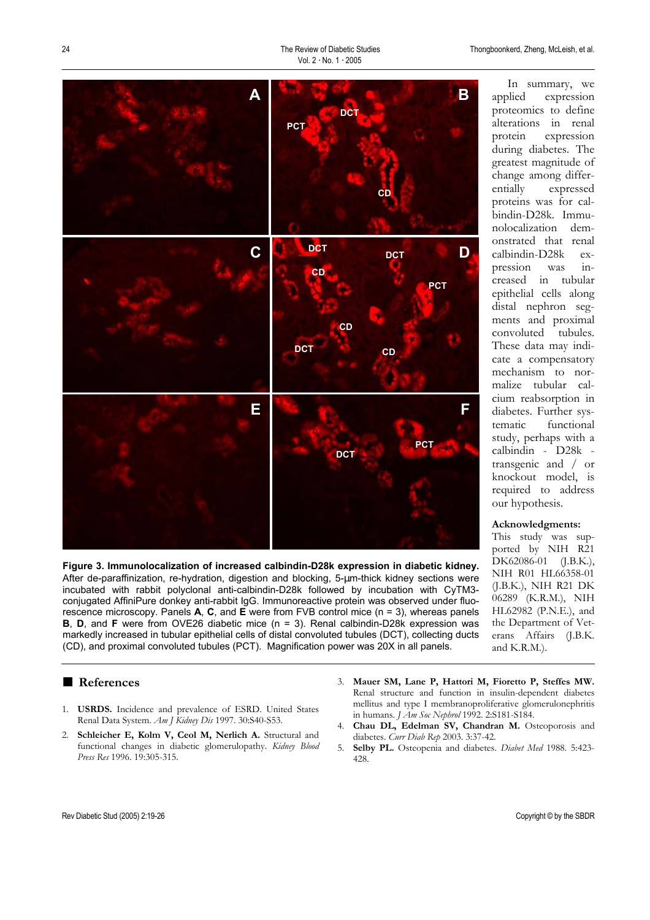**Figure 3. Immunolocalization of increased calbindin-D28k expression in diabetic kidney.** After de-paraffinization, re-hydration, digestion and blocking, 5-µm-thick kidney sections were incubated with rabbit polyclonal anti-calbindin-D28k followed by incubation with CyTM3-conjugated AffiniPure donkey anti-rabbit IgG. Immunoreactive protein was observed under fluorescence microscopy. Panels **A**, **C**, and **E** were from FVB control mice (n = 3), whereas panels **B**, **D**, and **F** were from OVE26 diabetic mice (n = 3). Renal calbindin-D28k expression was markedly increased in tubular epithelial cells of distal convoluted tubules (DCT), collecting ducts (CD), and proximal convoluted tubules (PCT). Magnification power was 20X in all panels.

In summary, we applied expression proteomics to define alterations in renal protein expression during diabetes. The greatest magnitude of change among differentially expressed proteins was for calbindin-D28k. Immunolocalization demonstrated that renal calbindin-D28k expression was increased in tubular epithelial cells along distal nephron segments and proximal convoluted tubules. These data may indicate a compensatory mechanism to normalize tubular calcium reabsorption in diabetes. Further systematic functional study, perhaps with a calbindin - D28k - transgenic and / or knockout model, is required to address our hypothesis.

**Acknowledgments:** This study was supported by NIH R21 DK62086-01 (J.B.K.), NIH R01 HL66358-01 (J.B.K.), NIH R21 DK 06289 (K.R.M.), NIH HL62982 (P.N.E.), and the Department of Veterans Affairs (J.B.K. and K.R.M.).

## References

1. **USRDS.** Incidence and prevalence of ESRD. United States Renal Data System. *Am J Kidney Dis* 1997. 30:S40-S53.
2. **Schleicher E, Kolm V, Ceol M, Nerlich A.** Structural and functional changes in diabetic glomerulopathy. *Kidney Blood Press Res* 1996. 19:305-315.
3. **Mauer SM, Lane P, Hattori M, Fioretto P, Steffes MW.** Renal structure and function in insulin-dependent diabetes mellitus and type I membranoproliferative glomerulonephritis in humans. *J Am Soc Nephrol* 1992. 2:S181-S184.
4. **Chau DL, Edelman SV, Chandran M.** Osteoporosis and diabetes. *Curr Diab Rep* 2003. 3:37-42.
5. **Selby PL.** Osteopenia and diabetes. *Diabet Med* 1988. 5:423-428.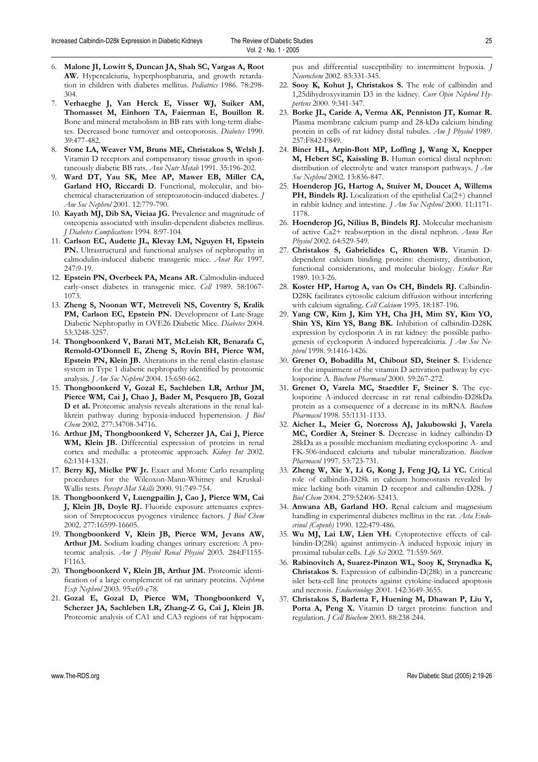6. **Malone JI, Lowitt S, Duncan JA, Shah SC, Vargas A, Root AW.** Hypercalciuria, hyperphosphaturia, and growth retardation in children with diabetes mellitus. *Pediatrics* 1986. 78:298-304.
7. **Verhaeghe J, Van Herck E, Visser WJ, Suiker AM, Thomasset M, Einhorn TA, Faierman E, Bouillon R.** Bone and mineral metabolism in BB rats with long-term diabetes. Decreased bone turnover and osteoporosis. *Diabetes* 1990. 39:477-482.
8. **Stone LA, Weaver VM, Bruns ME, Christakos S, Welsh J.** Vitamin D receptors and compensatory tissue growth in spontaneously diabetic BB rats. *Ann Nutr Metab* 1991. 35:196-202.
9. **Ward DT, Yau SK, Mee AP, Mawer EB, Miller CA, Garland HO, Riccardi D.** Functional, molecular, and biochemical characterization of streptozotocin-induced diabetes. *J Am Soc Nephrol* 2001. 12:779-790.
10. **Kayath MJ, Dib SA, Vieiaa JG.** Prevalence and magnitude of osteopenia associated with insulin-dependent diabetes mellitus. *J Diabetes Complications* 1994. 8:97-104.
11. **Carlson EC, Audette JL, Klevay LM, Nguyen H, Epstein PN.** Ultrastructural and functional analyses of nephropathy in calmodulin-induced diabetic transgenic mice. *Anat Rec* 1997. 247:9-19.
12. **Epstein PN, Overbeek PA, Means AR.** Calmodulin-induced early-onset diabetes in transgenic mice. *Cell* 1989. 58:1067-1073.
13. **Zheng S, Noonan WT, Metreveli NS, Coventry S, Kralik PM, Carlson EC, Epstein PN.** Development of Late-Stage Diabetic Nephropathy in OVE26 Diabetic Mice. *Diabetes* 2004. 53:3248-3257.
14. **Thongboonkerd V, Barati MT, McLeish KR, Benarafa C, Remold-O'Donnell E, Zheng S, Rovin BH, Pierce WM, Epstein PN, Klein JB.** Alterations in the renal elastin-elastase system in Type 1 diabetic nephropathy identified by proteomic analysis. *J Am Soc Nephrol* 2004. 15:650-662.
15. **Thongboonkerd V, Gozal E, Sachleben LR, Arthur JM, Pierce WM, Cai J, Chao J, Bader M, Pesquero JB, Gozal D et al.** Proteomic analysis reveals alterations in the renal kallikrein pathway during hypoxia-induced hypertension. *J Biol Chem* 2002. 277:34708-34716.
16. **Arthur JM, Thongboonkerd V, Scherzer JA, Cai J, Pierce WM, Klein JB.** Differential expression of proteins in renal cortex and medulla: a proteomic approach. *Kidney Int* 2002. 62:1314-1321.
17. **Berry KJ, Mielke PW Jr.** Exact and Monte Carlo resampling procedures for the Wilcoxon-Mann-Whitney and Kruskal-Wallis tests. *Percept Mot Skills* 2000. 91:749-754.
18. **Thongboonkerd V, Luengpailin J, Cao J, Pierce WM, Cai J, Klein JB, Doyle RJ.** Fluoride exposure attenuates expression of Streptococcus pyogenes virulence factors. *J Biol Chem* 2002. 277:16599-16605.
19. **Thongboonkerd V, Klein JB, Pierce WM, Jevans AW, Arthur JM.** Sodium loading changes urinary excretion: A proteomic analysis. *Am J Physiol Renal Physiol* 2003. 284:F1155-F1163.
20. **Thongboonkerd V, Klein JB, Arthur JM.** Proteomic identification of a large complement of rat urinary proteins. *Nephron Exp Nephrol* 2003. 95:e69-e78.
21. **Gozal E, Gozal D, Pierce WM, Thongboonkerd V, Scherzer JA, Sachleben LR, Zhang-Z G, Cai J, Klein JB.** Proteomic analysis of CA1 and CA3 regions of rat hippocampus and differential susceptibility to intermittent hypoxia. *J Neurochem* 2002. 83:331-345.
22. **Sooy K, Kohut J, Christakos S.** The role of calbindin and 1,25dihydroxyvitamin D3 in the kidney. *Curr Opin Nephrol Hypertens* 2000. 9:341-347.
23. **Borke JL, Caride A, Verma AK, Penniston JT, Kumar R.** Plasma membrane calcium pump and 28-kDa calcium binding protein in cells of rat kidney distal tubules. *Am J Physiol* 1989. 257:F842-F849.
24. **Biner HL, Arpin-Bott MP, Loffing J, Wang X, Knepper M, Hebert SC, Kaissling B.** Human cortical distal nephron: distribution of electrolyte and water transport pathways. *J Am Soc Nephrol* 2002. 13:836-847.
25. **Hoenderop JG, Hartog A, Stuiver M, Doucet A, Willems PH, Bindels RJ.** Localization of the epithelial Ca(2+) channel in rabbit kidney and intestine. *J Am Soc Nephrol* 2000. 11:1171-1178.
26. **Hoenderop JG, Nilius B, Bindels RJ.** Molecular mechanism of active Ca2+ reabsorption in the distal nephron. *Annu Rev Physiol* 2002. 64:529-549.
27. **Christakos S, Gabrielides C, Rhoten WB.** Vitamin D-dependent calcium binding proteins: chemistry, distribution, functional considerations, and molecular biology. *Endocr Rev* 1989. 10:3-26.
28. **Koster HP, Hartog A, van Os CH, Bindels RJ.** Calbindin-D28K facilitates cytosolic calcium diffusion without interfering with calcium signaling. *Cell Calcium* 1995. 18:187-196.
29. **Yang CW, Kim J, Kim YH, Cha JH, Mim SY, Kim YO, Shin YS, Kim YS, Bang BK.** Inhibition of calbindin-D28K expression by cyclosporin A in rat kidney: the possible pathogenesis of cyclosporin A-induced hypercalciuria. *J Am Soc Nephrol* 1998. 9:1416-1426.
30. **Grenet O, Bobadilla M, Chibout SD, Steiner S.** Evidence for the impairment of the vitamin D activation pathway by cyclosporine A. *Biochem Pharmacol* 2000. 59:267-272.
31. **Grenet O, Varela MC, Staedtler F, Steiner S.** The cyclosporine A-induced decrease in rat renal calbindin-D28kDa protein as a consequence of a decrease in its mRNA. *Biochem Pharmacol* 1998. 55:1131-1133.
32. **Aicher L, Meier G, Norcross AJ, Jakubowski J, Varela MC, Cordier A, Steiner S.** Decrease in kidney calbindin-D 28kDa as a possible mechanism mediating cyclosporine A- and FK-506-induced calciuria and tubular mineralization. *Biochem Pharmacol* 1997. 53:723-731.
33. **Zheng W, Xie Y, Li G, Kong J, Feng JQ, Li YC.** Critical role of calbindin-D28k in calcium homeostasis revealed by mice lacking both vitamin D receptor and calbindin-D28k. *J Biol Chem* 2004. 279:52406-52413.
34. **Anwana AB, Garland HO.** Renal calcium and magnesium handling in experimental diabetes mellitus in the rat. *Acta Endocrinol (Copenh)* 1990. 122:479-486.
35. **Wu MJ, Lai LW, Lien YH.** Cytoprotective effects of calbindin-D(28k) against antimycin-A induced hypoxic injury in proximal tubular cells. *Life Sci* 2002. 71:559-569.
36. **Rabinovitch A, Suarez-Pinzon WL, Sooy K, Strynadka K, Christakos S.** Expression of calbindin-D(28k) in a pancreatic islet beta-cell line protects against cytokine-induced apoptosis and necrosis. *Endocrinology* 2001. 142:3649-3655.
37. **Christakos S, Barletta F, Huening M, Dhawan P, Liu Y, Porta A, Peng X.** Vitamin D target proteins: function and regulation. *J Cell Biochem* 2003. 88:238-244.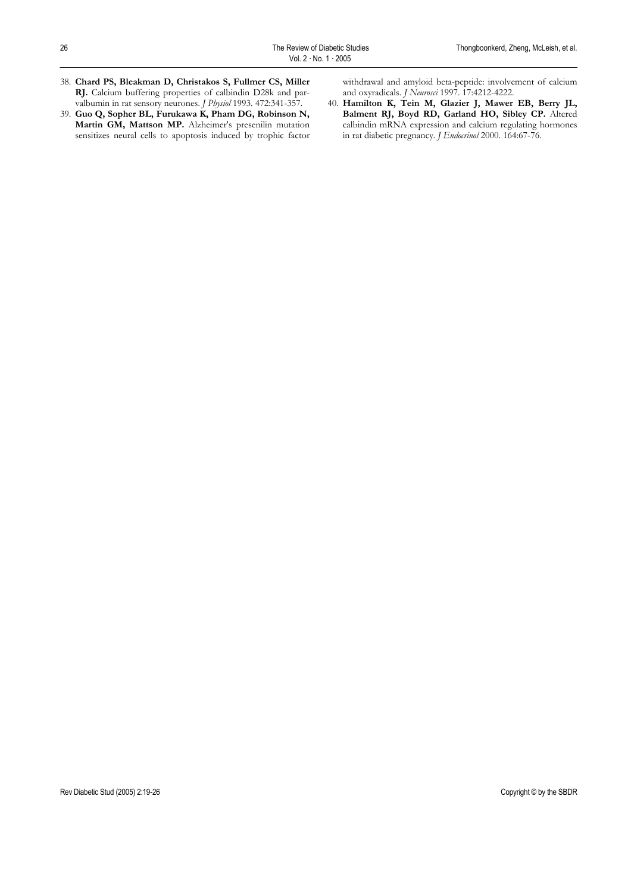38. **Chard PS, Bleakman D, Christakos S, Fullmer CS, Miller RJ.** Calcium buffering properties of calbindin D28k and parvalbumin in rat sensory neurones. *J Physiol* 1993. 472:341-357.
39. **Guo Q, Sopher BL, Furukawa K, Pham DG, Robinson N, Martin GM, Mattson MP.** Alzheimer's presenilin mutation sensitizes neural cells to apoptosis induced by trophic factor withdrawal and amyloid beta-peptide: involvement of calcium and oxyradicals. *J Neurosci* 1997. 17:4212-4222.
40. **Hamilton K, Tein M, Glazier J, Mawer EB, Berry JL, Balment RJ, Boyd RD, Garland HO, Sibley CP.** Altered calbindin mRNA expression and calcium regulating hormones in rat diabetic pregnancy. *J Endocrinol* 2000. 164:67-76.